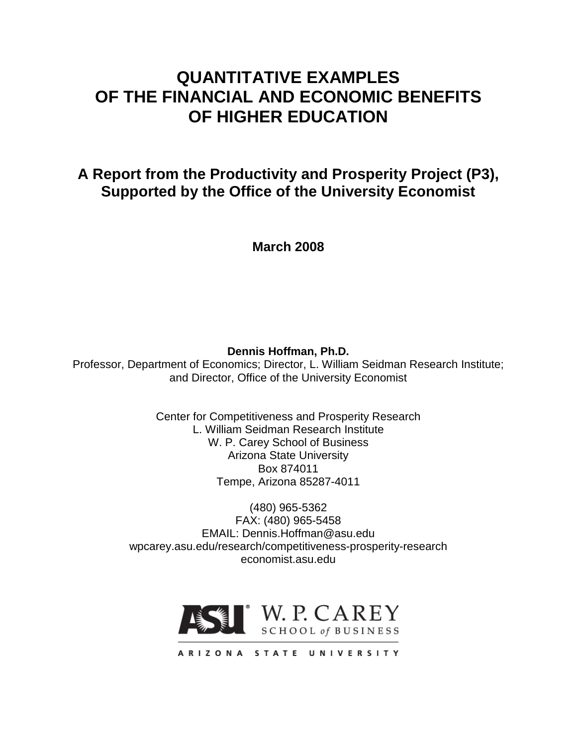# QUANTITATIVE EXAMPLES OF THE FINANCIAL AND ECONOMIC BENEFITS OF HIGHER EDUCATION

## A Report from the Productivity and Prosperity Project (P3), Supported by the Office of the University Economist

**March 2008**

**Dennis Hoffman, Ph.D.**
Professor, Department of Economics; Director, L. William Seidman Research Institute; and Director, Office of the University Economist

Center for Competitiveness and Prosperity Research
L. William Seidman Research Institute
W. P. Carey School of Business
Arizona State University
Box 874011
Tempe, Arizona 85287-4011

(480) 965-5362
FAX: (480) 965-5458
EMAIL: Dennis.Hoffman@asu.edu
wpcarey.asu.edu/research/competitiveness-prosperity-research
economist.asu.edu

ASU W. P. CAREY SCHOOL of BUSINESS
ARIZONA STATE UNIVERSITY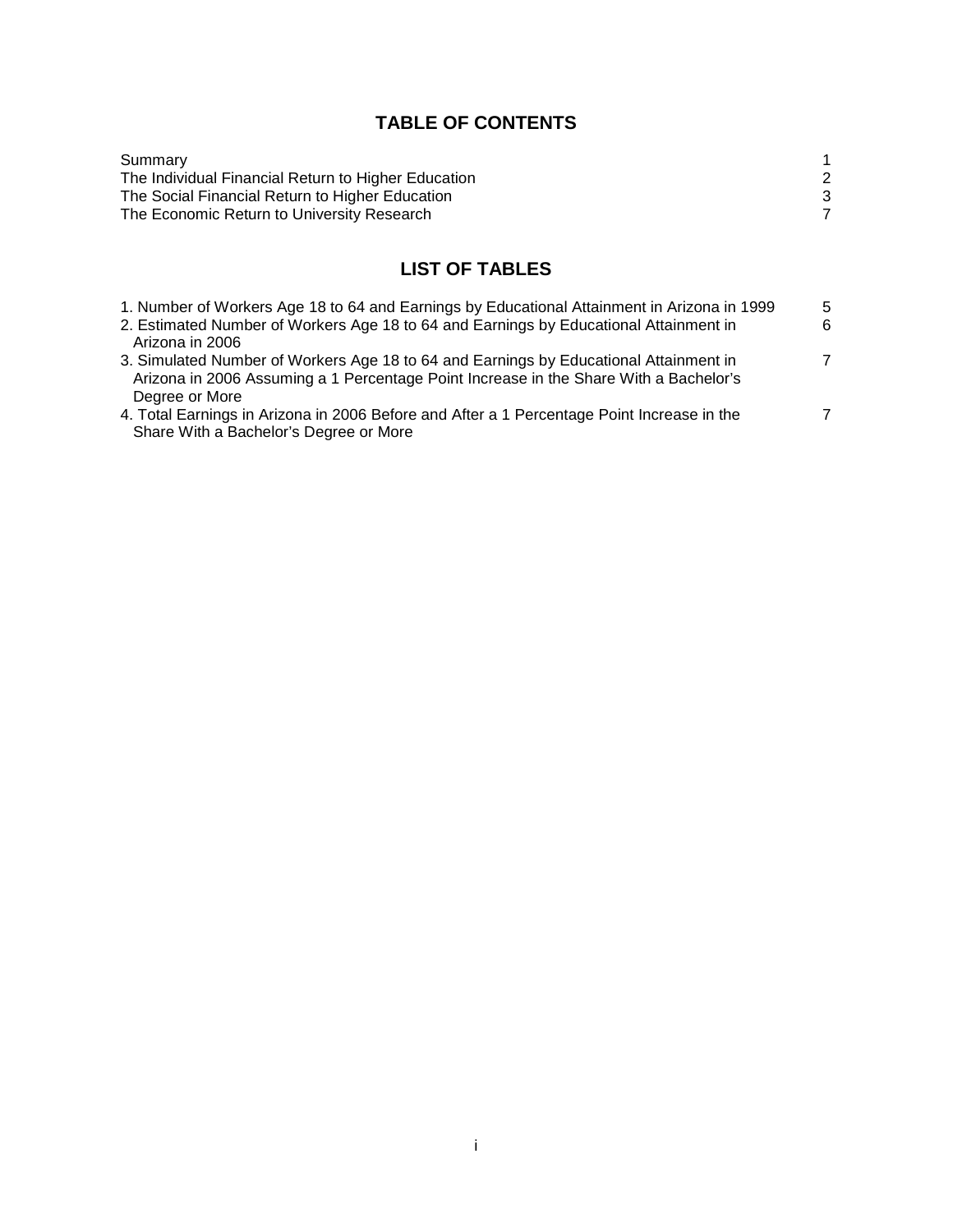# TABLE OF CONTENTS

| | |
|---|---|
| Summary | 1 |
| The Individual Financial Return to Higher Education | 2 |
| The Social Financial Return to Higher Education | 3 |
| The Economic Return to University Research | 7 |

# LIST OF TABLES

| | |
|---|---|
| 1. Number of Workers Age 18 to 64 and Earnings by Educational Attainment in Arizona in 1999 | 5 |
| 2. Estimated Number of Workers Age 18 to 64 and Earnings by Educational Attainment in Arizona in 2006 | 6 |
| 3. Simulated Number of Workers Age 18 to 64 and Earnings by Educational Attainment in Arizona in 2006 Assuming a 1 Percentage Point Increase in the Share With a Bachelor's Degree or More | 7 |
| 4. Total Earnings in Arizona in 2006 Before and After a 1 Percentage Point Increase in the Share With a Bachelor's Degree or More | 7 |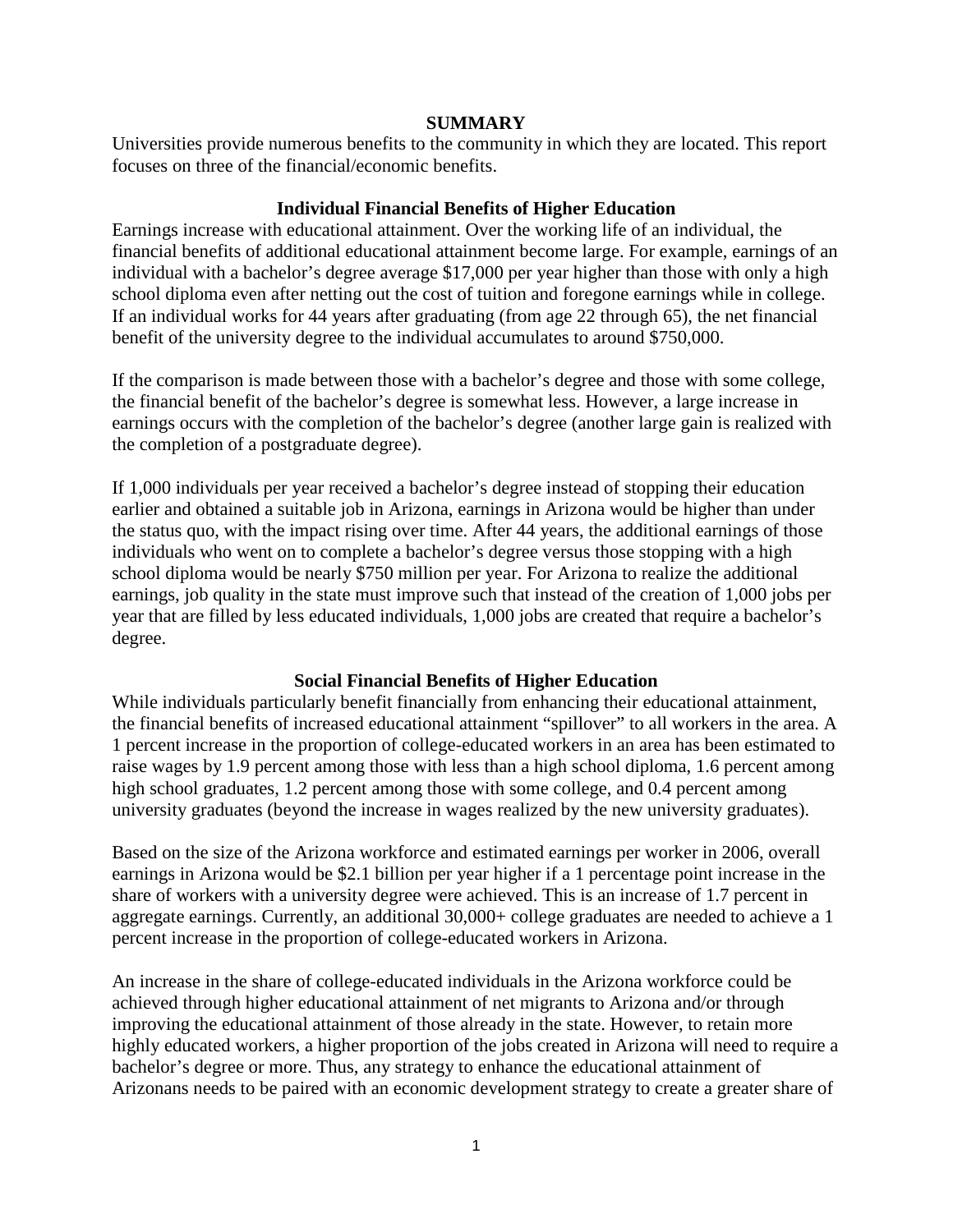## SUMMARY

Universities provide numerous benefits to the community in which they are located. This report focuses on three of the financial/economic benefits.

### Individual Financial Benefits of Higher Education

Earnings increase with educational attainment. Over the working life of an individual, the financial benefits of additional educational attainment become large. For example, earnings of an individual with a bachelor's degree average $17,000 per year higher than those with only a high school diploma even after netting out the cost of tuition and foregone earnings while in college. If an individual works for 44 years after graduating (from age 22 through 65), the net financial benefit of the university degree to the individual accumulates to around $750,000.

If the comparison is made between those with a bachelor's degree and those with some college, the financial benefit of the bachelor's degree is somewhat less. However, a large increase in earnings occurs with the completion of the bachelor's degree (another large gain is realized with the completion of a postgraduate degree).

If 1,000 individuals per year received a bachelor's degree instead of stopping their education earlier and obtained a suitable job in Arizona, earnings in Arizona would be higher than under the status quo, with the impact rising over time. After 44 years, the additional earnings of those individuals who went on to complete a bachelor's degree versus those stopping with a high school diploma would be nearly $750 million per year. For Arizona to realize the additional earnings, job quality in the state must improve such that instead of the creation of 1,000 jobs per year that are filled by less educated individuals, 1,000 jobs are created that require a bachelor's degree.

### Social Financial Benefits of Higher Education

While individuals particularly benefit financially from enhancing their educational attainment, the financial benefits of increased educational attainment "spillover" to all workers in the area. A 1 percent increase in the proportion of college-educated workers in an area has been estimated to raise wages by 1.9 percent among those with less than a high school diploma, 1.6 percent among high school graduates, 1.2 percent among those with some college, and 0.4 percent among university graduates (beyond the increase in wages realized by the new university graduates).

Based on the size of the Arizona workforce and estimated earnings per worker in 2006, overall earnings in Arizona would be $2.1 billion per year higher if a 1 percentage point increase in the share of workers with a university degree were achieved. This is an increase of 1.7 percent in aggregate earnings. Currently, an additional 30,000+ college graduates are needed to achieve a 1 percent increase in the proportion of college-educated workers in Arizona.

An increase in the share of college-educated individuals in the Arizona workforce could be achieved through higher educational attainment of net migrants to Arizona and/or through improving the educational attainment of those already in the state. However, to retain more highly educated workers, a higher proportion of the jobs created in Arizona will need to require a bachelor's degree or more. Thus, any strategy to enhance the educational attainment of Arizonans needs to be paired with an economic development strategy to create a greater share of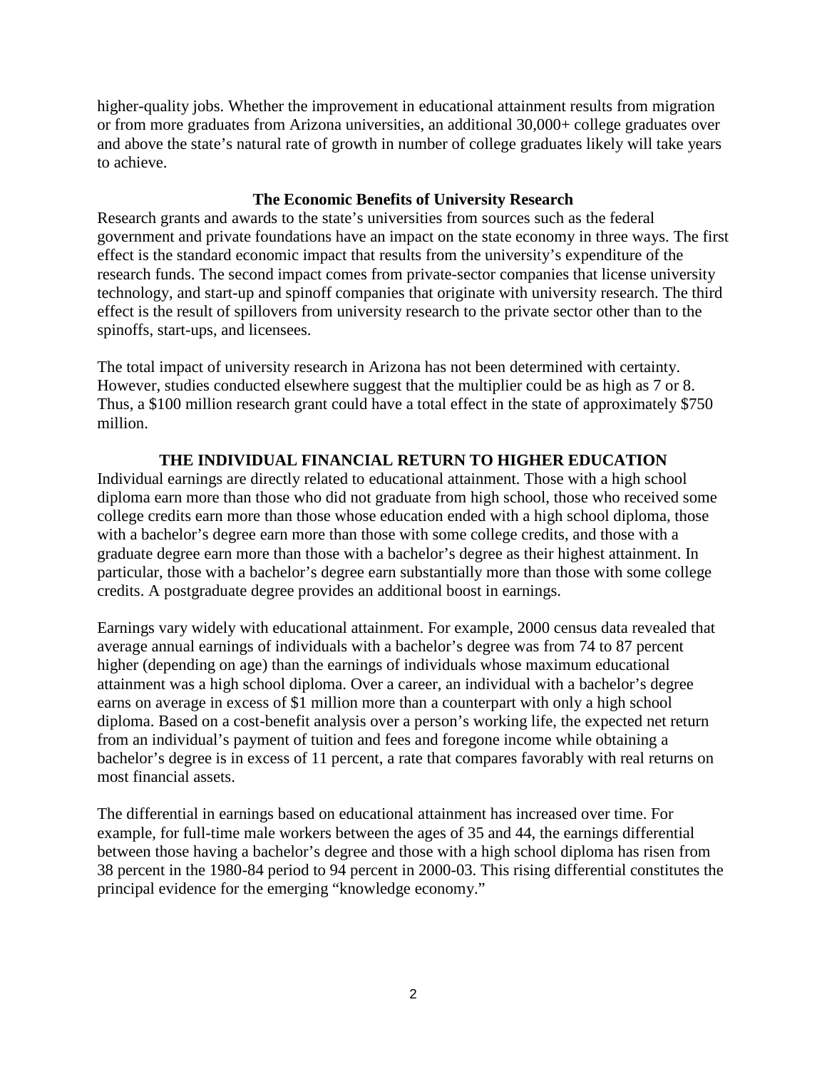higher-quality jobs. Whether the improvement in educational attainment results from migration or from more graduates from Arizona universities, an additional 30,000+ college graduates over and above the state's natural rate of growth in number of college graduates likely will take years to achieve.

### The Economic Benefits of University Research

Research grants and awards to the state's universities from sources such as the federal government and private foundations have an impact on the state economy in three ways. The first effect is the standard economic impact that results from the university's expenditure of the research funds. The second impact comes from private-sector companies that license university technology, and start-up and spinoff companies that originate with university research. The third effect is the result of spillovers from university research to the private sector other than to the spinoffs, start-ups, and licensees.

The total impact of university research in Arizona has not been determined with certainty. However, studies conducted elsewhere suggest that the multiplier could be as high as 7 or 8. Thus, a $100 million research grant could have a total effect in the state of approximately $750 million.

## THE INDIVIDUAL FINANCIAL RETURN TO HIGHER EDUCATION

Individual earnings are directly related to educational attainment. Those with a high school diploma earn more than those who did not graduate from high school, those who received some college credits earn more than those whose education ended with a high school diploma, those with a bachelor's degree earn more than those with some college credits, and those with a graduate degree earn more than those with a bachelor's degree as their highest attainment. In particular, those with a bachelor's degree earn substantially more than those with some college credits. A postgraduate degree provides an additional boost in earnings.

Earnings vary widely with educational attainment. For example, 2000 census data revealed that average annual earnings of individuals with a bachelor's degree was from 74 to 87 percent higher (depending on age) than the earnings of individuals whose maximum educational attainment was a high school diploma. Over a career, an individual with a bachelor's degree earns on average in excess of $1 million more than a counterpart with only a high school diploma. Based on a cost-benefit analysis over a person's working life, the expected net return from an individual's payment of tuition and fees and foregone income while obtaining a bachelor's degree is in excess of 11 percent, a rate that compares favorably with real returns on most financial assets.

The differential in earnings based on educational attainment has increased over time. For example, for full-time male workers between the ages of 35 and 44, the earnings differential between those having a bachelor's degree and those with a high school diploma has risen from 38 percent in the 1980-84 period to 94 percent in 2000-03. This rising differential constitutes the principal evidence for the emerging "knowledge economy."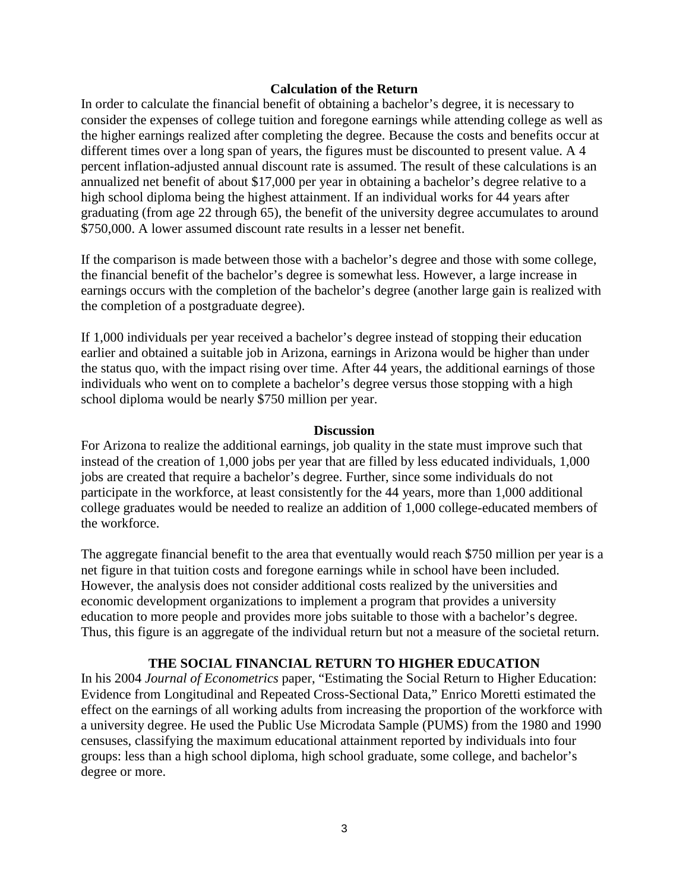### Calculation of the Return

In order to calculate the financial benefit of obtaining a bachelor's degree, it is necessary to consider the expenses of college tuition and foregone earnings while attending college as well as the higher earnings realized after completing the degree. Because the costs and benefits occur at different times over a long span of years, the figures must be discounted to present value. A 4 percent inflation-adjusted annual discount rate is assumed. The result of these calculations is an annualized net benefit of about $17,000 per year in obtaining a bachelor's degree relative to a high school diploma being the highest attainment. If an individual works for 44 years after graduating (from age 22 through 65), the benefit of the university degree accumulates to around $750,000. A lower assumed discount rate results in a lesser net benefit.

If the comparison is made between those with a bachelor's degree and those with some college, the financial benefit of the bachelor's degree is somewhat less. However, a large increase in earnings occurs with the completion of the bachelor's degree (another large gain is realized with the completion of a postgraduate degree).

If 1,000 individuals per year received a bachelor's degree instead of stopping their education earlier and obtained a suitable job in Arizona, earnings in Arizona would be higher than under the status quo, with the impact rising over time. After 44 years, the additional earnings of those individuals who went on to complete a bachelor's degree versus those stopping with a high school diploma would be nearly $750 million per year.

### Discussion

For Arizona to realize the additional earnings, job quality in the state must improve such that instead of the creation of 1,000 jobs per year that are filled by less educated individuals, 1,000 jobs are created that require a bachelor's degree. Further, since some individuals do not participate in the workforce, at least consistently for the 44 years, more than 1,000 additional college graduates would be needed to realize an addition of 1,000 college-educated members of the workforce.

The aggregate financial benefit to the area that eventually would reach $750 million per year is a net figure in that tuition costs and foregone earnings while in school have been included. However, the analysis does not consider additional costs realized by the universities and economic development organizations to implement a program that provides a university education to more people and provides more jobs suitable to those with a bachelor's degree. Thus, this figure is an aggregate of the individual return but not a measure of the societal return.

## THE SOCIAL FINANCIAL RETURN TO HIGHER EDUCATION

In his 2004 *Journal of Econometrics* paper, "Estimating the Social Return to Higher Education: Evidence from Longitudinal and Repeated Cross-Sectional Data," Enrico Moretti estimated the effect on the earnings of all working adults from increasing the proportion of the workforce with a university degree. He used the Public Use Microdata Sample (PUMS) from the 1980 and 1990 censuses, classifying the maximum educational attainment reported by individuals into four groups: less than a high school diploma, high school graduate, some college, and bachelor's degree or more.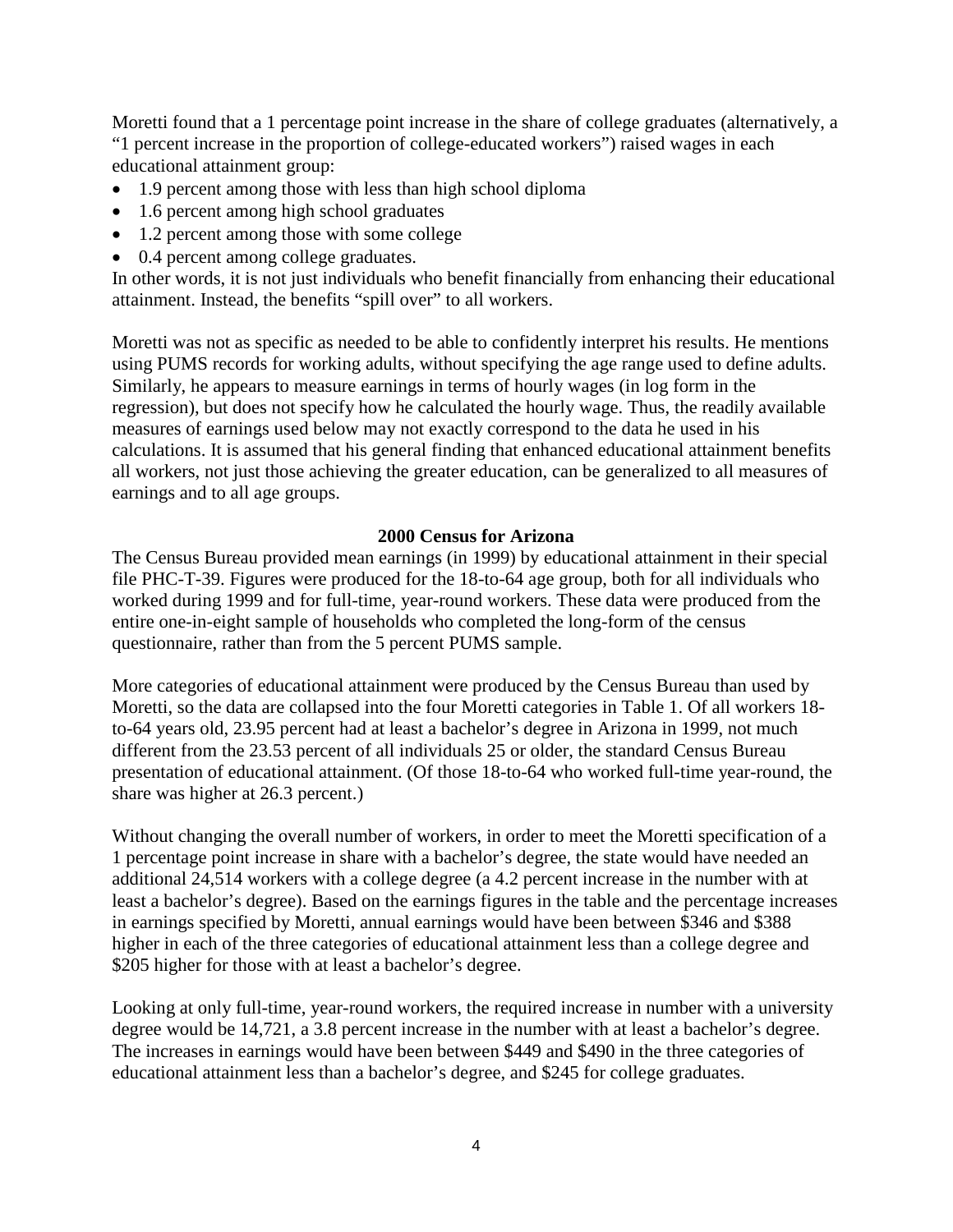Moretti found that a 1 percentage point increase in the share of college graduates (alternatively, a "1 percent increase in the proportion of college-educated workers") raised wages in each educational attainment group:

- 1.9 percent among those with less than high school diploma
- 1.6 percent among high school graduates
- 1.2 percent among those with some college
- 0.4 percent among college graduates.

In other words, it is not just individuals who benefit financially from enhancing their educational attainment. Instead, the benefits "spill over" to all workers.

Moretti was not as specific as needed to be able to confidently interpret his results. He mentions using PUMS records for working adults, without specifying the age range used to define adults. Similarly, he appears to measure earnings in terms of hourly wages (in log form in the regression), but does not specify how he calculated the hourly wage. Thus, the readily available measures of earnings used below may not exactly correspond to the data he used in his calculations. It is assumed that his general finding that enhanced educational attainment benefits all workers, not just those achieving the greater education, can be generalized to all measures of earnings and to all age groups.

## 2000 Census for Arizona

The Census Bureau provided mean earnings (in 1999) by educational attainment in their special file PHC-T-39. Figures were produced for the 18-to-64 age group, both for all individuals who worked during 1999 and for full-time, year-round workers. These data were produced from the entire one-in-eight sample of households who completed the long-form of the census questionnaire, rather than from the 5 percent PUMS sample.

More categories of educational attainment were produced by the Census Bureau than used by Moretti, so the data are collapsed into the four Moretti categories in Table 1. Of all workers 18-to-64 years old, 23.95 percent had at least a bachelor's degree in Arizona in 1999, not much different from the 23.53 percent of all individuals 25 or older, the standard Census Bureau presentation of educational attainment. (Of those 18-to-64 who worked full-time year-round, the share was higher at 26.3 percent.)

Without changing the overall number of workers, in order to meet the Moretti specification of a 1 percentage point increase in share with a bachelor's degree, the state would have needed an additional 24,514 workers with a college degree (a 4.2 percent increase in the number with at least a bachelor's degree). Based on the earnings figures in the table and the percentage increases in earnings specified by Moretti, annual earnings would have been between $346 and $388 higher in each of the three categories of educational attainment less than a college degree and $205 higher for those with at least a bachelor's degree.

Looking at only full-time, year-round workers, the required increase in number with a university degree would be 14,721, a 3.8 percent increase in the number with at least a bachelor's degree. The increases in earnings would have been between $449 and $490 in the three categories of educational attainment less than a bachelor's degree, and $245 for college graduates.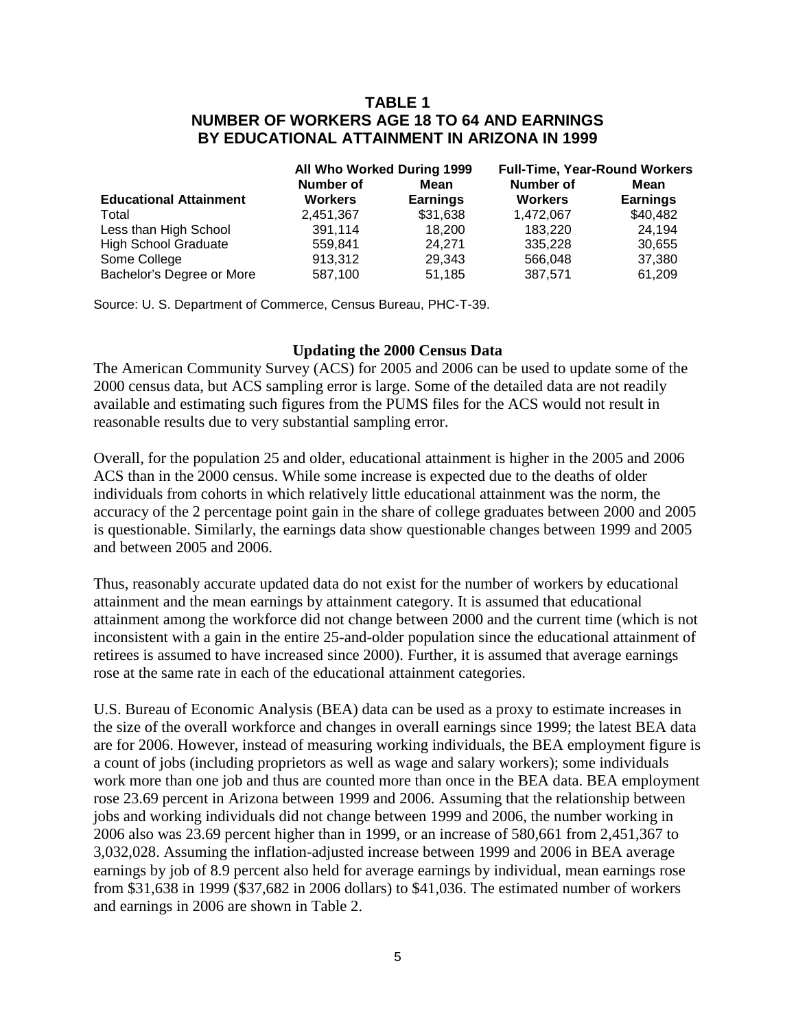### TABLE 1
### NUMBER OF WORKERS AGE 18 TO 64 AND EARNINGS BY EDUCATIONAL ATTAINMENT IN ARIZONA IN 1999

| | All Who Worked During 1999 | | Full-Time, Year-Round Workers | |
|---|---|---|---|---|
| **Educational Attainment** | **Number of Workers** | **Mean Earnings** | **Number of Workers** | **Mean Earnings** |
| Total | 2,451,367 | $31,638 | 1,472,067 | $40,482 |
| Less than High School | 391,114 | 18,200 | 183,220 | 24,194 |
| High School Graduate | 559,841 | 24,271 | 335,228 | 30,655 |
| Some College | 913,312 | 29,343 | 566,048 | 37,380 |
| Bachelor's Degree or More | 587,100 | 51,185 | 387,571 | 61,209 |

Source: U. S. Department of Commerce, Census Bureau, PHC-T-39.

**Updating the 2000 Census Data**

The American Community Survey (ACS) for 2005 and 2006 can be used to update some of the 2000 census data, but ACS sampling error is large. Some of the detailed data are not readily available and estimating such figures from the PUMS files for the ACS would not result in reasonable results due to very substantial sampling error.

Overall, for the population 25 and older, educational attainment is higher in the 2005 and 2006 ACS than in the 2000 census. While some increase is expected due to the deaths of older individuals from cohorts in which relatively little educational attainment was the norm, the accuracy of the 2 percentage point gain in the share of college graduates between 2000 and 2005 is questionable. Similarly, the earnings data show questionable changes between 1999 and 2005 and between 2005 and 2006.

Thus, reasonably accurate updated data do not exist for the number of workers by educational attainment and the mean earnings by attainment category. It is assumed that educational attainment among the workforce did not change between 2000 and the current time (which is not inconsistent with a gain in the entire 25-and-older population since the educational attainment of retirees is assumed to have increased since 2000). Further, it is assumed that average earnings rose at the same rate in each of the educational attainment categories.

U.S. Bureau of Economic Analysis (BEA) data can be used as a proxy to estimate increases in the size of the overall workforce and changes in overall earnings since 1999; the latest BEA data are for 2006. However, instead of measuring working individuals, the BEA employment figure is a count of jobs (including proprietors as well as wage and salary workers); some individuals work more than one job and thus are counted more than once in the BEA data. BEA employment rose 23.69 percent in Arizona between 1999 and 2006. Assuming that the relationship between jobs and working individuals did not change between 1999 and 2006, the number working in 2006 also was 23.69 percent higher than in 1999, or an increase of 580,661 from 2,451,367 to 3,032,028. Assuming the inflation-adjusted increase between 1999 and 2006 in BEA average earnings by job of 8.9 percent also held for average earnings by individual, mean earnings rose from $31,638 in 1999 ($37,682 in 2006 dollars) to $41,036. The estimated number of workers and earnings in 2006 are shown in Table 2.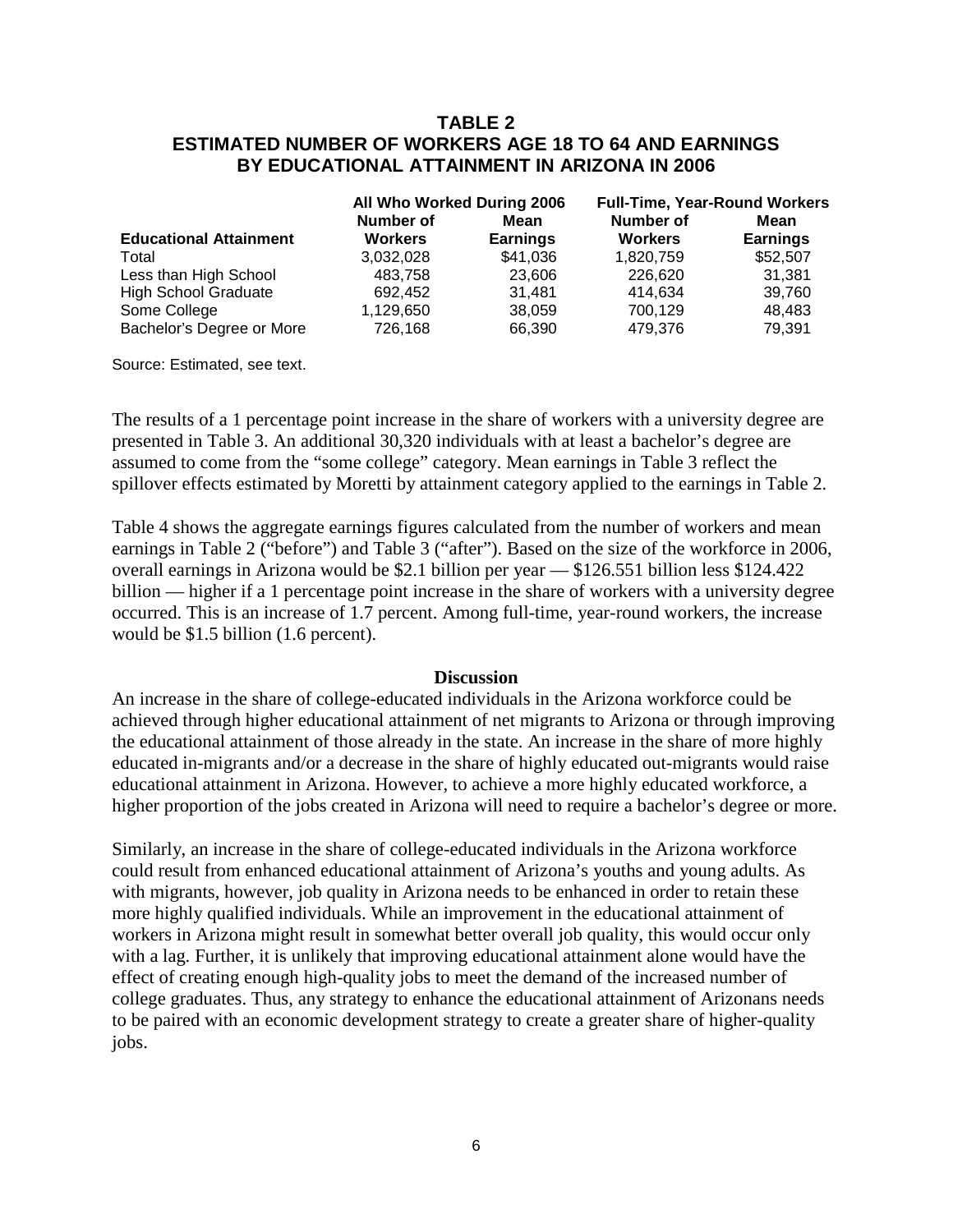**TABLE 2**
**ESTIMATED NUMBER OF WORKERS AGE 18 TO 64 AND EARNINGS BY EDUCATIONAL ATTAINMENT IN ARIZONA IN 2006**

| | All Who Worked During 2006 | | Full-Time, Year-Round Workers | |
|---|---|---|---|---|
| **Educational Attainment** | **Number of Workers** | **Mean Earnings** | **Number of Workers** | **Mean Earnings** |
| Total | 3,032,028 | $41,036 | 1,820,759 | $52,507 |
| Less than High School | 483,758 | 23,606 | 226,620 | 31,381 |
| High School Graduate | 692,452 | 31,481 | 414,634 | 39,760 |
| Some College | 1,129,650 | 38,059 | 700,129 | 48,483 |
| Bachelor's Degree or More | 726,168 | 66,390 | 479,376 | 79,391 |

Source: Estimated, see text.

The results of a 1 percentage point increase in the share of workers with a university degree are presented in Table 3. An additional 30,320 individuals with at least a bachelor's degree are assumed to come from the "some college" category. Mean earnings in Table 3 reflect the spillover effects estimated by Moretti by attainment category applied to the earnings in Table 2.

Table 4 shows the aggregate earnings figures calculated from the number of workers and mean earnings in Table 2 ("before") and Table 3 ("after"). Based on the size of the workforce in 2006, overall earnings in Arizona would be $2.1 billion per year — $126.551 billion less $124.422 billion — higher if a 1 percentage point increase in the share of workers with a university degree occurred. This is an increase of 1.7 percent. Among full-time, year-round workers, the increase would be $1.5 billion (1.6 percent).

## Discussion

An increase in the share of college-educated individuals in the Arizona workforce could be achieved through higher educational attainment of net migrants to Arizona or through improving the educational attainment of those already in the state. An increase in the share of more highly educated in-migrants and/or a decrease in the share of highly educated out-migrants would raise educational attainment in Arizona. However, to achieve a more highly educated workforce, a higher proportion of the jobs created in Arizona will need to require a bachelor's degree or more.

Similarly, an increase in the share of college-educated individuals in the Arizona workforce could result from enhanced educational attainment of Arizona's youths and young adults. As with migrants, however, job quality in Arizona needs to be enhanced in order to retain these more highly qualified individuals. While an improvement in the educational attainment of workers in Arizona might result in somewhat better overall job quality, this would occur only with a lag. Further, it is unlikely that improving educational attainment alone would have the effect of creating enough high-quality jobs to meet the demand of the increased number of college graduates. Thus, any strategy to enhance the educational attainment of Arizonans needs to be paired with an economic development strategy to create a greater share of higher-quality jobs.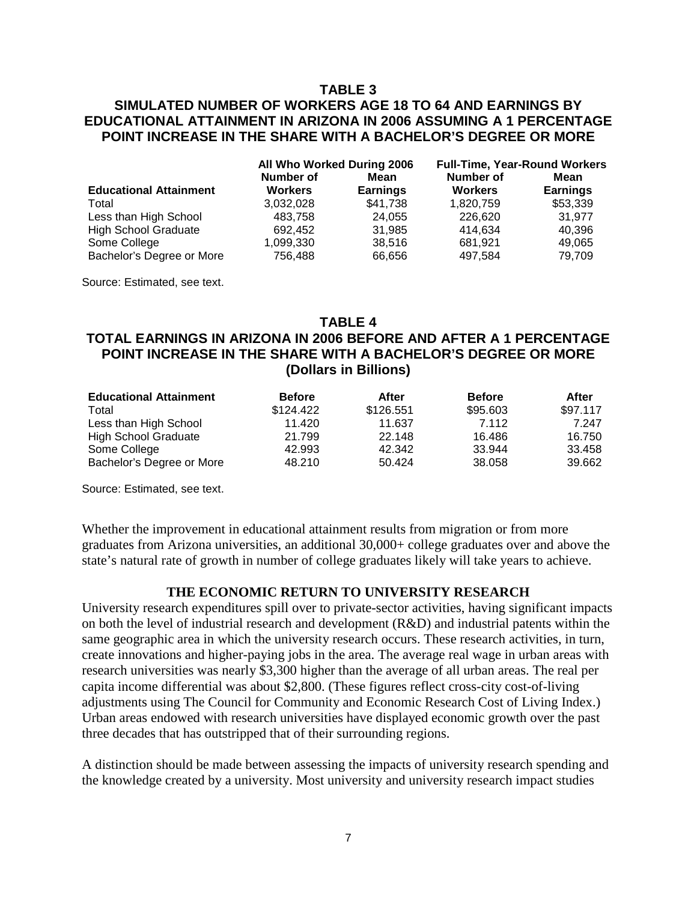## TABLE 3

## SIMULATED NUMBER OF WORKERS AGE 18 TO 64 AND EARNINGS BY EDUCATIONAL ATTAINMENT IN ARIZONA IN 2006 ASSUMING A 1 PERCENTAGE POINT INCREASE IN THE SHARE WITH A BACHELOR'S DEGREE OR MORE

| | All Who Worked During 2006 | | Full-Time, Year-Round Workers | |
|---|---|---|---|---|
| **Educational Attainment** | **Number of Workers** | **Mean Earnings** | **Number of Workers** | **Mean Earnings** |
| Total | 3,032,028 | $41,738 | 1,820,759 | $53,339 |
| Less than High School | 483,758 | 24,055 | 226,620 | 31,977 |
| High School Graduate | 692,452 | 31,985 | 414,634 | 40,396 |
| Some College | 1,099,330 | 38,516 | 681,921 | 49,065 |
| Bachelor's Degree or More | 756,488 | 66,656 | 497,584 | 79,709 |

Source: Estimated, see text.

## TABLE 4

## TOTAL EARNINGS IN ARIZONA IN 2006 BEFORE AND AFTER A 1 PERCENTAGE POINT INCREASE IN THE SHARE WITH A BACHELOR'S DEGREE OR MORE (Dollars in Billions)

| Educational Attainment | Before | After | Before | After |
|---|---|---|---|---|
| Total | $124.422 | $126.551 | $95.603 | $97.117 |
| Less than High School | 11.420 | 11.637 | 7.112 | 7.247 |
| High School Graduate | 21.799 | 22.148 | 16.486 | 16.750 |
| Some College | 42.993 | 42.342 | 33.944 | 33.458 |
| Bachelor's Degree or More | 48.210 | 50.424 | 38.058 | 39.662 |

Source: Estimated, see text.

Whether the improvement in educational attainment results from migration or from more graduates from Arizona universities, an additional 30,000+ college graduates over and above the state's natural rate of growth in number of college graduates likely will take years to achieve.

### THE ECONOMIC RETURN TO UNIVERSITY RESEARCH

University research expenditures spill over to private-sector activities, having significant impacts on both the level of industrial research and development (R&D) and industrial patents within the same geographic area in which the university research occurs. These research activities, in turn, create innovations and higher-paying jobs in the area. The average real wage in urban areas with research universities was nearly $3,300 higher than the average of all urban areas. The real per capita income differential was about $2,800. (These figures reflect cross-city cost-of-living adjustments using The Council for Community and Economic Research Cost of Living Index.) Urban areas endowed with research universities have displayed economic growth over the past three decades that has outstripped that of their surrounding regions.

A distinction should be made between assessing the impacts of university research spending and the knowledge created by a university. Most university and university research impact studies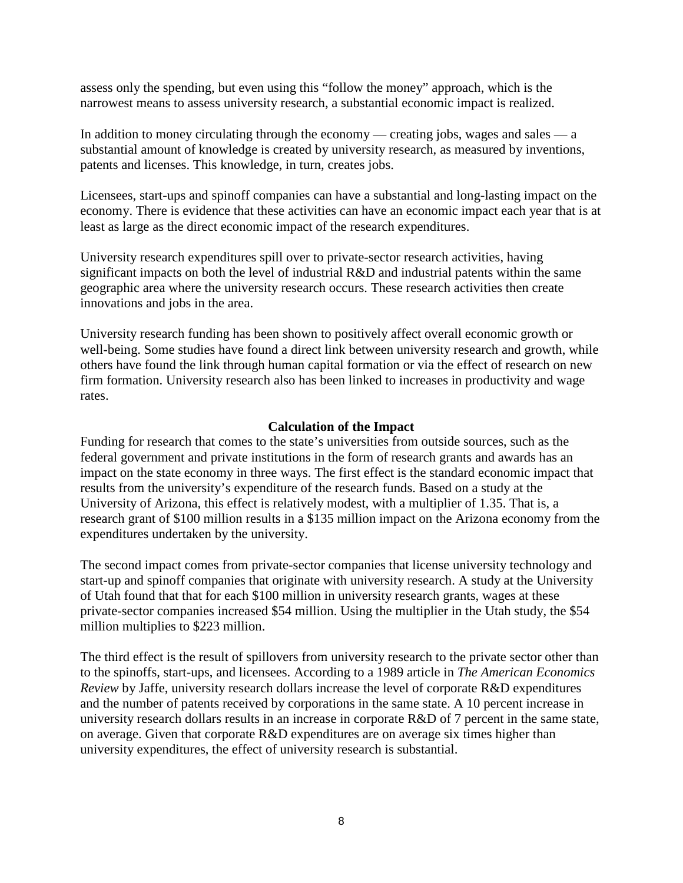assess only the spending, but even using this "follow the money" approach, which is the narrowest means to assess university research, a substantial economic impact is realized.

In addition to money circulating through the economy — creating jobs, wages and sales — a substantial amount of knowledge is created by university research, as measured by inventions, patents and licenses. This knowledge, in turn, creates jobs.

Licensees, start-ups and spinoff companies can have a substantial and long-lasting impact on the economy. There is evidence that these activities can have an economic impact each year that is at least as large as the direct economic impact of the research expenditures.

University research expenditures spill over to private-sector research activities, having significant impacts on both the level of industrial R&D and industrial patents within the same geographic area where the university research occurs. These research activities then create innovations and jobs in the area.

University research funding has been shown to positively affect overall economic growth or well-being. Some studies have found a direct link between university research and growth, while others have found the link through human capital formation or via the effect of research on new firm formation. University research also has been linked to increases in productivity and wage rates.

## Calculation of the Impact

Funding for research that comes to the state's universities from outside sources, such as the federal government and private institutions in the form of research grants and awards has an impact on the state economy in three ways. The first effect is the standard economic impact that results from the university's expenditure of the research funds. Based on a study at the University of Arizona, this effect is relatively modest, with a multiplier of 1.35. That is, a research grant of $100 million results in a $135 million impact on the Arizona economy from the expenditures undertaken by the university.

The second impact comes from private-sector companies that license university technology and start-up and spinoff companies that originate with university research. A study at the University of Utah found that that for each $100 million in university research grants, wages at these private-sector companies increased $54 million. Using the multiplier in the Utah study, the $54 million multiplies to $223 million.

The third effect is the result of spillovers from university research to the private sector other than to the spinoffs, start-ups, and licensees. According to a 1989 article in *The American Economics Review* by Jaffe, university research dollars increase the level of corporate R&D expenditures and the number of patents received by corporations in the same state. A 10 percent increase in university research dollars results in an increase in corporate R&D of 7 percent in the same state, on average. Given that corporate R&D expenditures are on average six times higher than university expenditures, the effect of university research is substantial.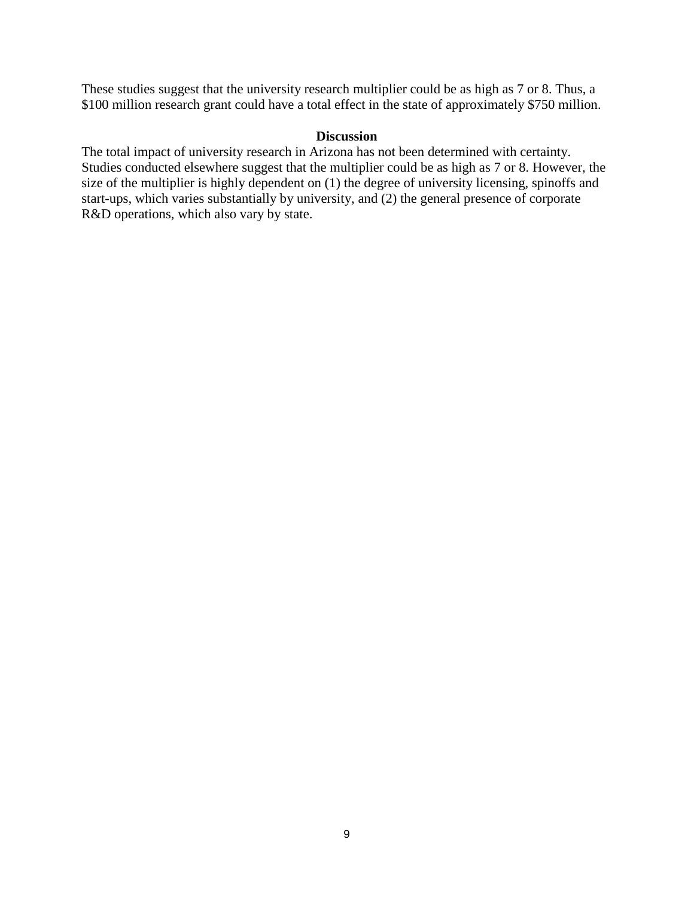These studies suggest that the university research multiplier could be as high as 7 or 8. Thus, a $100 million research grant could have a total effect in the state of approximately $750 million.

## Discussion

The total impact of university research in Arizona has not been determined with certainty. Studies conducted elsewhere suggest that the multiplier could be as high as 7 or 8. However, the size of the multiplier is highly dependent on (1) the degree of university licensing, spinoffs and start-ups, which varies substantially by university, and (2) the general presence of corporate R&D operations, which also vary by state.